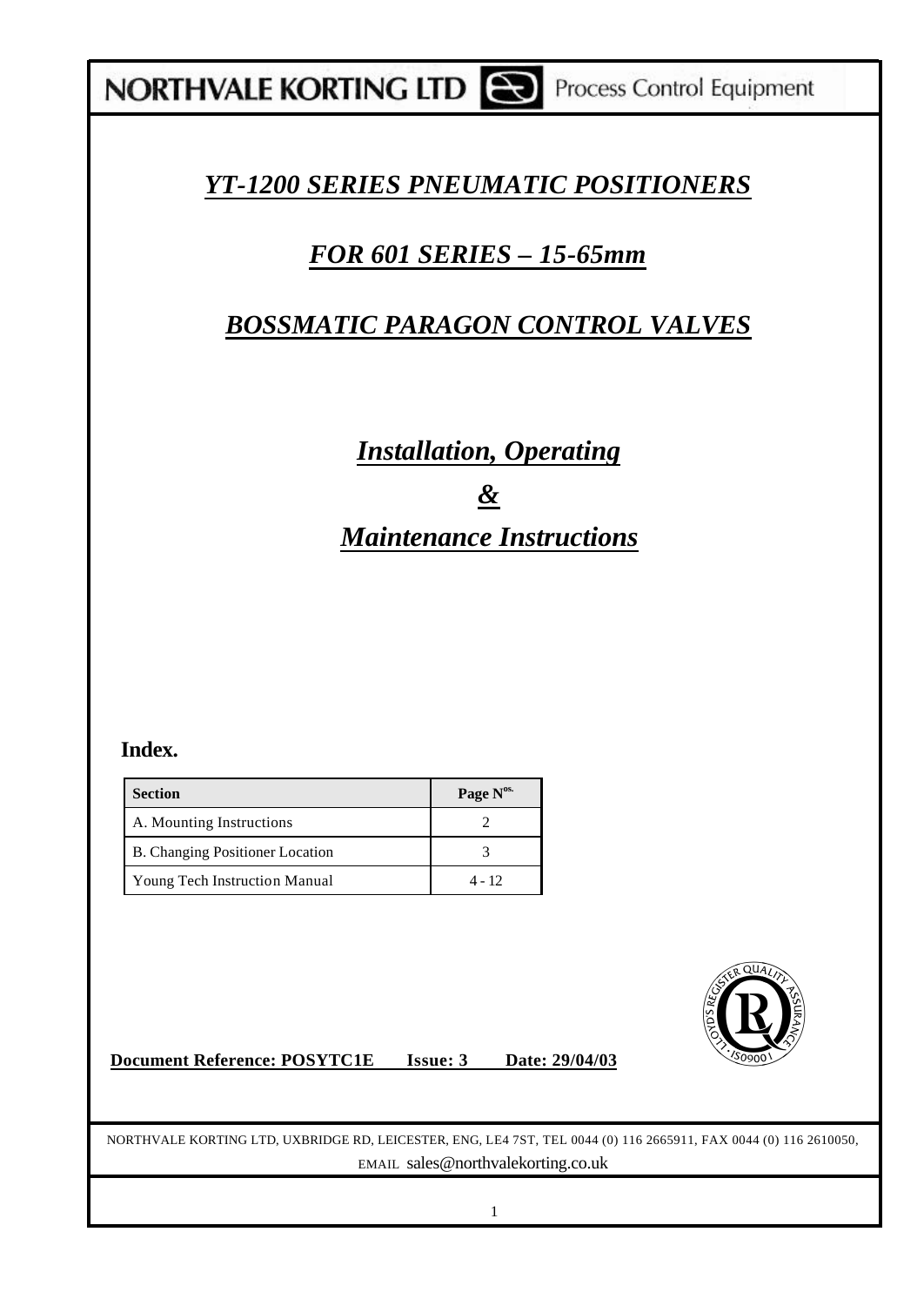NORTHVALE KORTING LTD Process Control Equipment

# *YT-1200 SERIES PNEUMATIC POSITIONERS*

# *FOR 601 SERIES – 15-65mm*

# *BOSSMATIC PARAGON CONTROL VALVES*

## *Installation, Operating*

## *&*

## *Maintenance Instructions*

**Index.**

| Section | Page N$^{os.}$ |
|---|---|
| A. Mounting Instructions | 2 |
| B. Changing Positioner Location | 3 |
| Young Tech Instruction Manual | 4 - 12 |

**Document Reference: POSYTC1E Issue: 3 Date: 29/04/03**

NORTHVALE KORTING LTD, UXBRIDGE RD, LEICESTER, ENG, LE4 7ST, TEL 0044 (0) 116 2665911, FAX 0044 (0) 116 2610050, EMAIL sales@northvalekorting.co.uk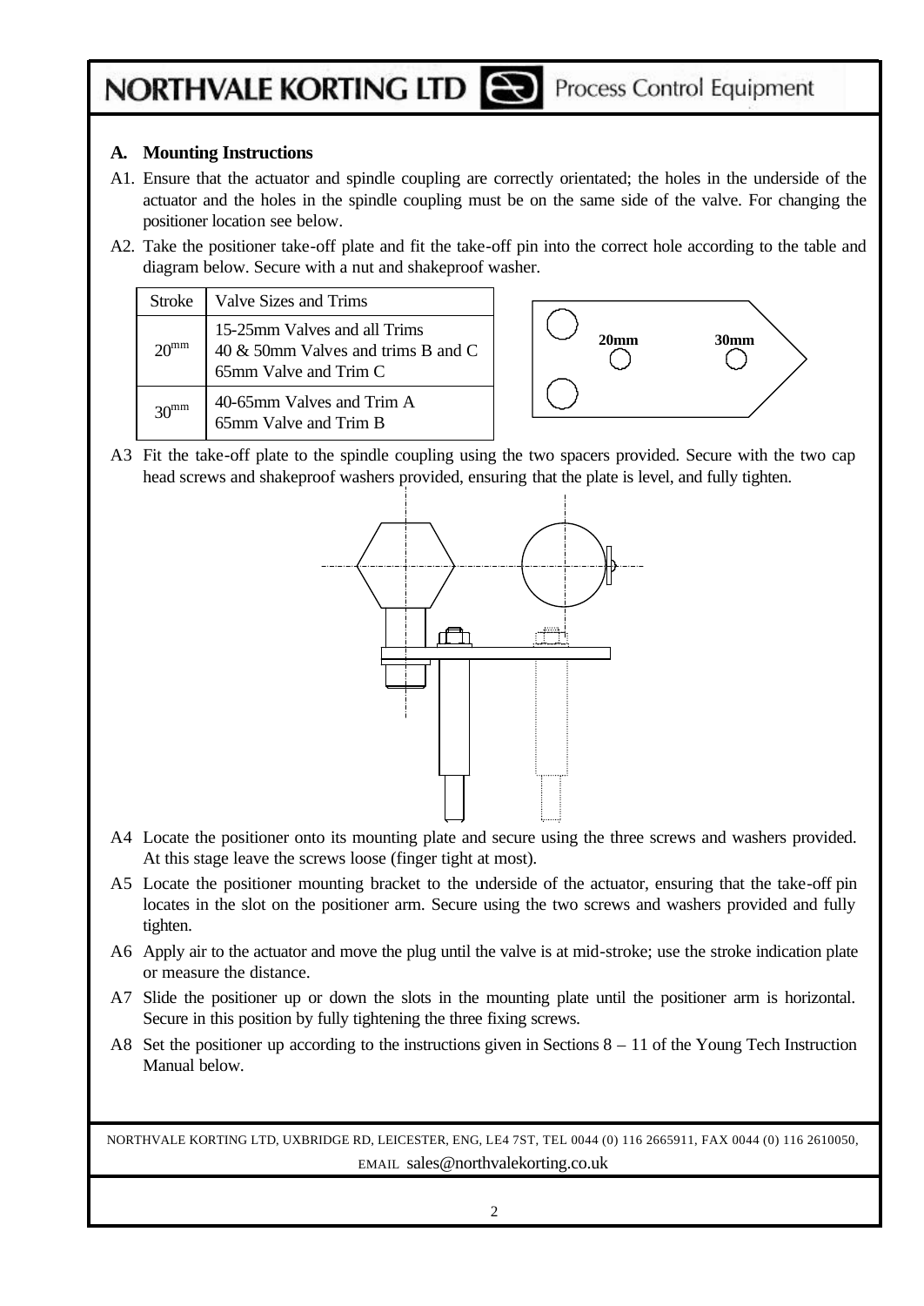## A. Mounting Instructions

A1. Ensure that the actuator and spindle coupling are correctly orientated; the holes in the underside of the actuator and the holes in the spindle coupling must be on the same side of the valve. For changing the positioner location see below.

A2. Take the positioner take-off plate and fit the take-off pin into the correct hole according to the table and diagram below. Secure with a nut and shakeproof washer.

| Stroke | Valve Sizes and Trims |
|---|---|
| $20^{mm}$ | 15-25mm Valves and all Trims<br>40 & 50mm Valves and trims B and C<br>65mm Valve and Trim C |
| $30^{mm}$ | 40-65mm Valves and Trim A<br>65mm Valve and Trim B |

20mm 30mm

A3 Fit the take-off plate to the spindle coupling using the two spacers provided. Secure with the two cap head screws and shakeproof washers provided, ensuring that the plate is level, and fully tighten.

A4 Locate the positioner onto its mounting plate and secure using the three screws and washers provided. At this stage leave the screws loose (finger tight at most).

A5 Locate the positioner mounting bracket to the underside of the actuator, ensuring that the take-off pin locates in the slot on the positioner arm. Secure using the two screws and washers provided and fully tighten.

A6 Apply air to the actuator and move the plug until the valve is at mid-stroke; use the stroke indication plate or measure the distance.

A7 Slide the positioner up or down the slots in the mounting plate until the positioner arm is horizontal. Secure in this position by fully tightening the three fixing screws.

A8 Set the positioner up according to the instructions given in Sections 8 – 11 of the Young Tech Instruction Manual below.

NORTHVALE KORTING LTD, UXBRIDGE RD, LEICESTER, ENG, LE4 7ST, TEL 0044 (0) 116 2665911, FAX 0044 (0) 116 2610050, EMAIL sales@northvalekorting.co.uk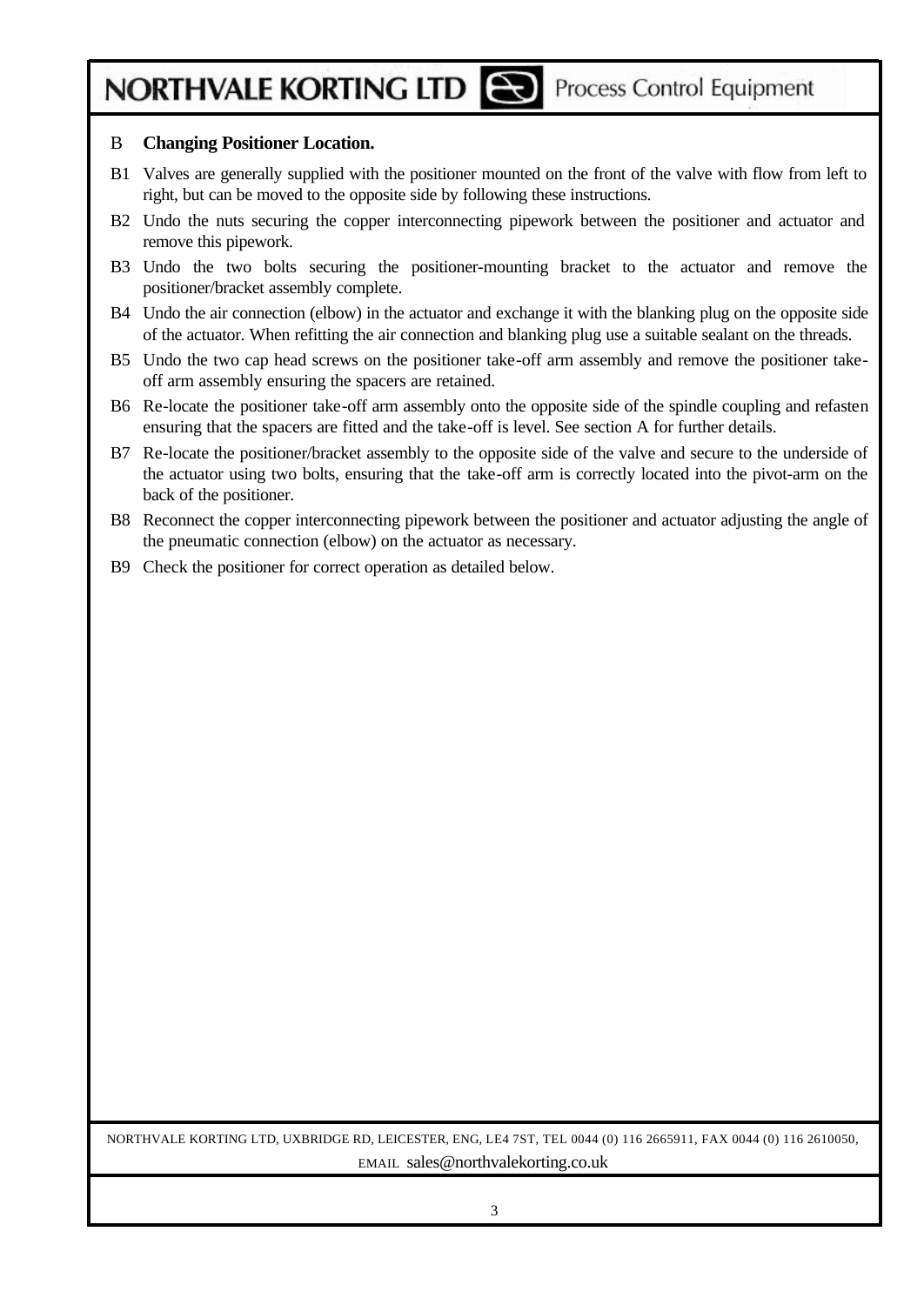## B Changing Positioner Location.

B1 Valves are generally supplied with the positioner mounted on the front of the valve with flow from left to right, but can be moved to the opposite side by following these instructions.

B2 Undo the nuts securing the copper interconnecting pipework between the positioner and actuator and remove this pipework.

B3 Undo the two bolts securing the positioner-mounting bracket to the actuator and remove the positioner/bracket assembly complete.

B4 Undo the air connection (elbow) in the actuator and exchange it with the blanking plug on the opposite side of the actuator. When refitting the air connection and blanking plug use a suitable sealant on the threads.

B5 Undo the two cap head screws on the positioner take-off arm assembly and remove the positioner take-off arm assembly ensuring the spacers are retained.

B6 Re-locate the positioner take-off arm assembly onto the opposite side of the spindle coupling and refasten ensuring that the spacers are fitted and the take-off is level. See section A for further details.

B7 Re-locate the positioner/bracket assembly to the opposite side of the valve and secure to the underside of the actuator using two bolts, ensuring that the take-off arm is correctly located into the pivot-arm on the back of the positioner.

B8 Reconnect the copper interconnecting pipework between the positioner and actuator adjusting the angle of the pneumatic connection (elbow) on the actuator as necessary.

B9 Check the positioner for correct operation as detailed below.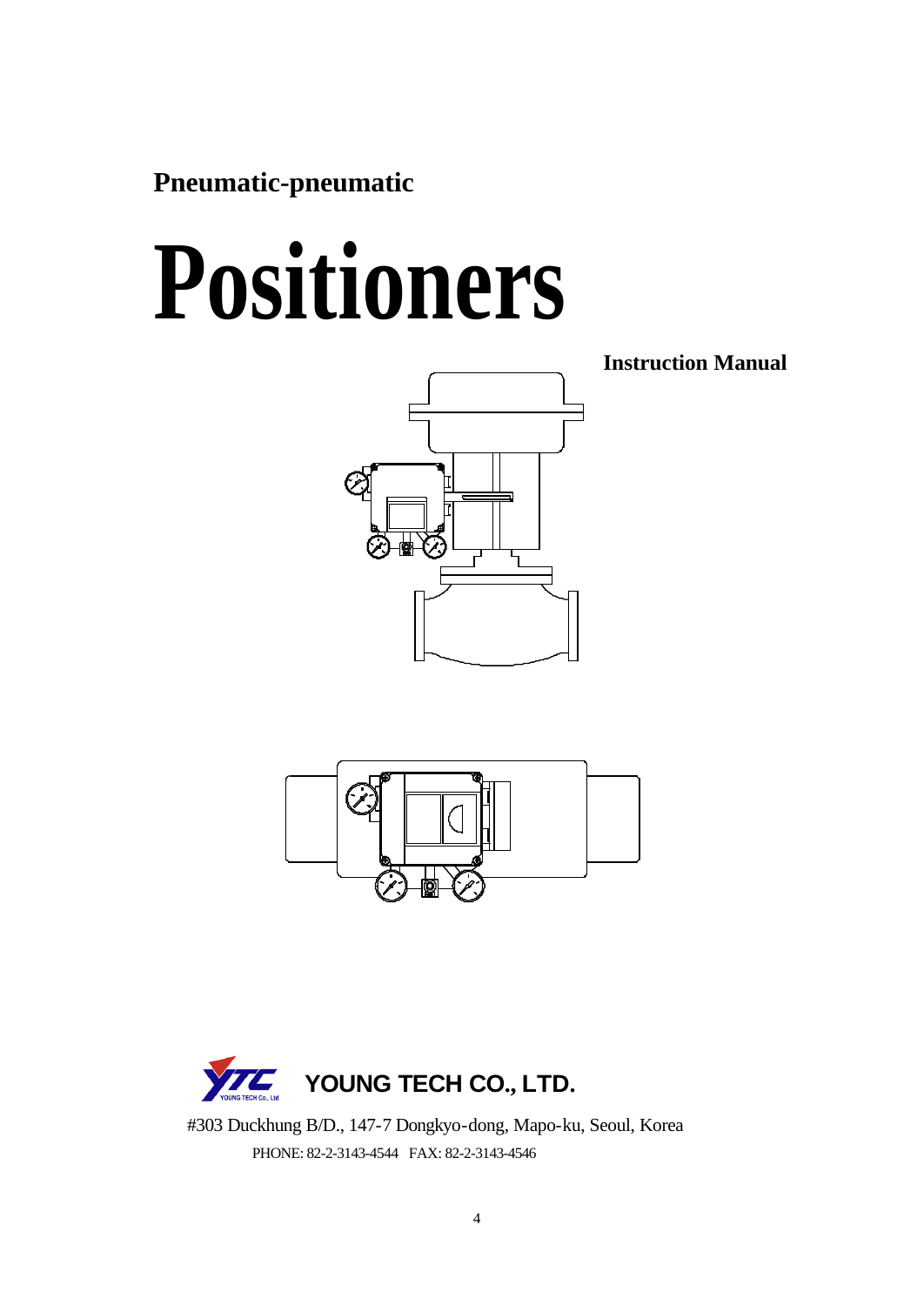**Pneumatic-pneumatic**

# Positioners

**Instruction Manual**

**YOUNG TECH CO., LTD.**

#303 Duckhung B/D., 147-7 Dongkyo-dong, Mapo-ku, Seoul, Korea

PHONE: 82-2-3143-4544 FAX: 82-2-3143-4546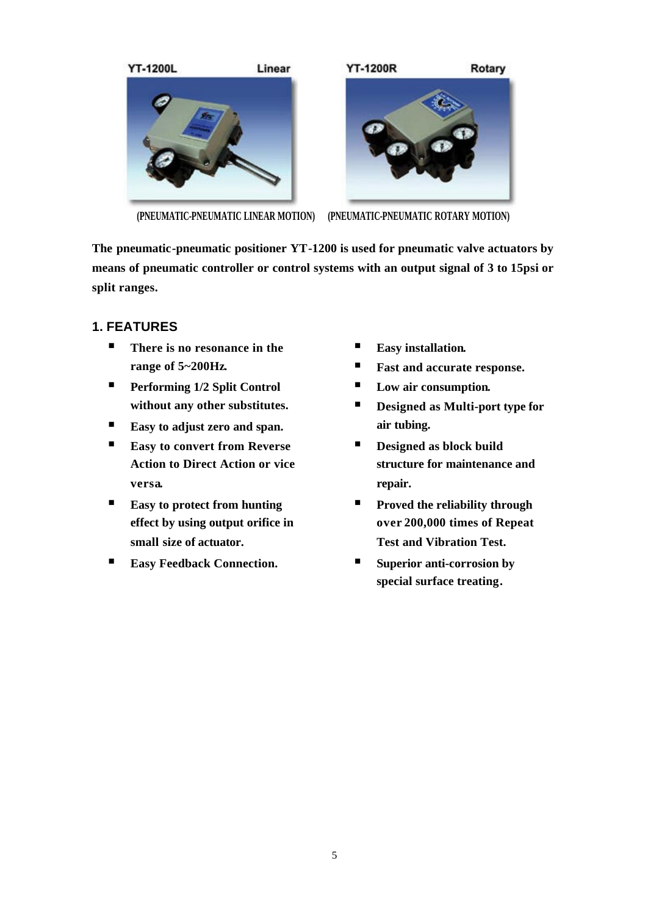YT-1200L Linear

YT-1200R Rotary

(PNEUMATIC-PNEUMATIC LINEAR MOTION) (PNEUMATIC-PNEUMATIC ROTARY MOTION)

**The pneumatic-pneumatic positioner YT-1200 is used for pneumatic valve actuators by means of pneumatic controller or control systems with an output signal of 3 to 15psi or split ranges.**

## 1. FEATURES

- **There is no resonance in the range of 5~200Hz.**
- **Performing 1/2 Split Control without any other substitutes.**
- **Easy to adjust zero and span.**
- **Easy to convert from Reverse Action to Direct Action or vice versa.**
- **Easy to protect from hunting effect by using output orifice in small size of actuator.**
- **Easy Feedback Connection.**
- **Easy installation.**
- **Fast and accurate response.**
- **Low air consumption.**
- **Designed as Multi-port type for air tubing.**
- **Designed as block build structure for maintenance and repair.**
- **Proved the reliability through over 200,000 times of Repeat Test and Vibration Test.**
- **Superior anti-corrosion by special surface treating.**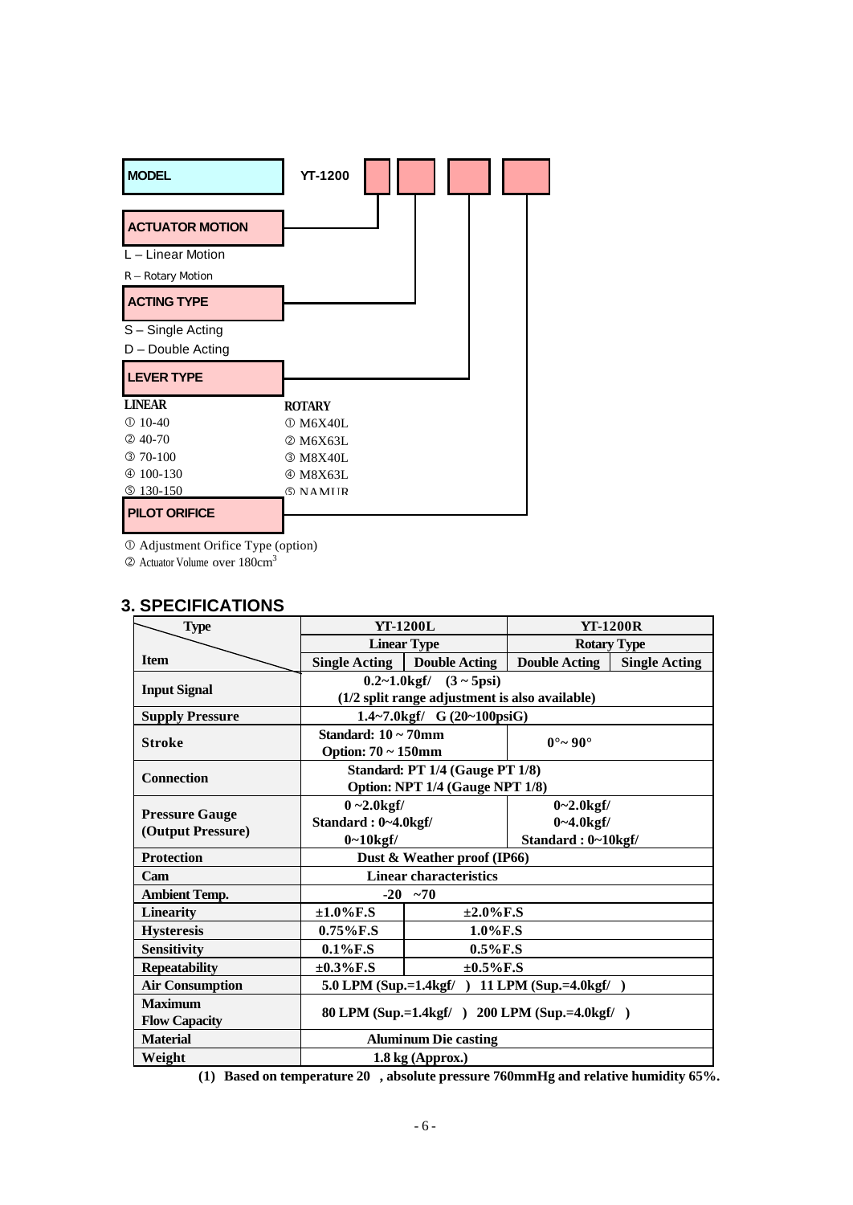**MODEL** YT-1200 [ ] [ ] [ ] [ ]

**ACTUATOR MOTION**

L – Linear Motion

R – Rotary Motion

**ACTING TYPE**

S – Single Acting

D – Double Acting

**LEVER TYPE**

| LINEAR | ROTARY |
|---|---|
| ① 10-40 | ① M6X40L |
| ② 40-70 | ② M6X63L |
| ③ 70-100 | ③ M8X40L |
| ④ 100-130 | ④ M8X63L |
| ⑤ 130-150 | ⑤ NAMUR |

**PILOT ORIFICE**

① Adjustment Orifice Type (option)

② Actuator Volume over 180cm$^3$

## 3. SPECIFICATIONS

| Type / Item | YT-1200L | | YT-1200R | |
|---|---|---|---|---|
| | Linear Type | | Rotary Type | |
| | Single Acting | Double Acting | Double Acting | Single Acting |
| Input Signal | 0.2~1.0kgf/ (3 ~ 5psi)<br>(1/2 split range adjustment is also available) | | | |
| Supply Pressure | 1.4~7.0kgf/ G (20~100psiG) | | | |
| Stroke | Standard: 10 ~ 70mm<br>Option: 70 ~ 150mm | | 0°~ 90° | |
| Connection | Standard: PT 1/4 (Gauge PT 1/8)<br>Option: NPT 1/4 (Gauge NPT 1/8) | | | |
| Pressure Gauge (Output Pressure) | 0 ~2.0kgf/<br>Standard : 0~4.0kgf/<br>0~10kgf/ | | 0~2.0kgf/<br>0~4.0kgf/<br>Standard : 0~10kgf/ | |
| Protection | Dust & Weather proof (IP66) | | | |
| Cam | Linear characteristics | | | |
| Ambient Temp. | -20 ~70 | | | |
| Linearity | ±1.0%F.S | ±2.0%F.S | | |
| Hysteresis | 0.75%F.S | 1.0%F.S | | |
| Sensitivity | 0.1%F.S | 0.5%F.S | | |
| Repeatability | ±0.3%F.S | ±0.5%F.S | | |
| Air Consumption | 5.0 LPM (Sup.=1.4kgf/ ) 11 LPM (Sup.=4.0kgf/ ) | | | |
| Maximum Flow Capacity | 80 LPM (Sup.=1.4kgf/ ) 200 LPM (Sup.=4.0kgf/ ) | | | |
| Material | Aluminum Die casting | | | |
| Weight | 1.8 kg (Approx.) | | | |

**(1) Based on temperature 20 , absolute pressure 760mmHg and relative humidity 65%.**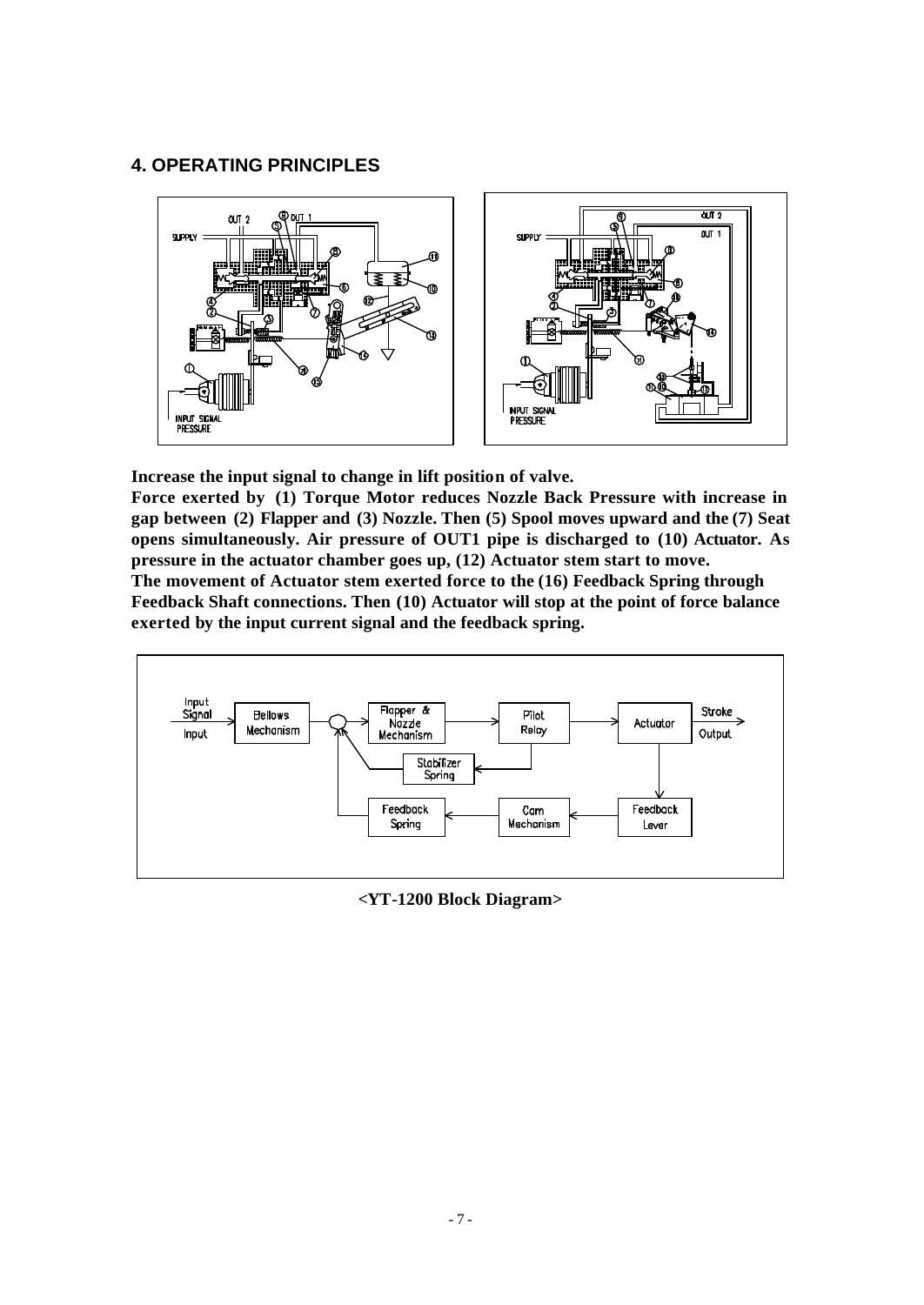## 4. OPERATING PRINCIPLES

**Increase the input signal to change in lift position of valve.**
**Force exerted by (1) Torque Motor reduces Nozzle Back Pressure with increase in gap between (2) Flapper and (3) Nozzle. Then (5) Spool moves upward and the (7) Seat opens simultaneously. Air pressure of OUT1 pipe is discharged to (10) Actuator. As pressure in the actuator chamber goes up, (12) Actuator stem start to move.**
**The movement of Actuator stem exerted force to the (16) Feedback Spring through Feedback Shaft connections. Then (10) Actuator will stop at the point of force balance exerted by the input current signal and the feedback spring.**

**<YT-1200 Block Diagram>**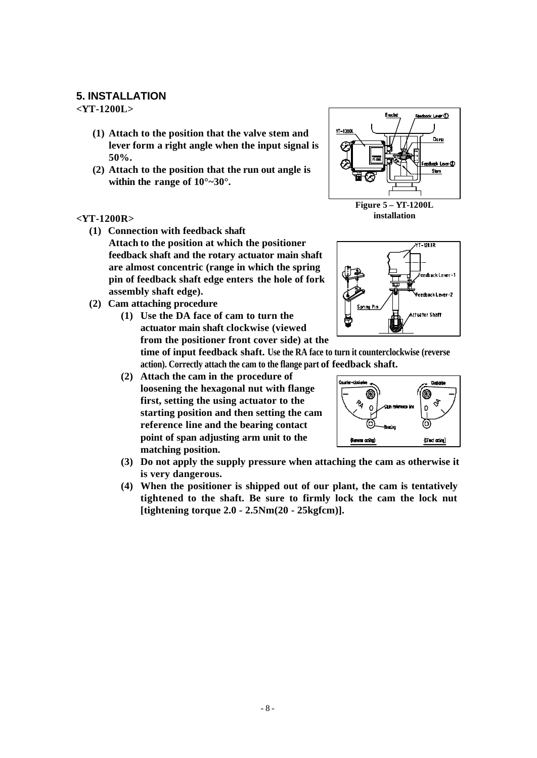## 5. INSTALLATION

**<YT-1200L>**

**(1) Attach to the position that the valve stem and lever form a right angle when the input signal is 50%.**

**(2) Attach to the position that the run out angle is within the range of 10°~30°.**

**Figure 5 – YT-1200L installation**

**<YT-1200R>**

**(1) Connection with feedback shaft**
**Attach to the position at which the positioner feedback shaft and the rotary actuator main shaft are almost concentric (range in which the spring pin of feedback shaft edge enters the hole of fork assembly shaft edge).**

**(2) Cam attaching procedure**

**(1) Use the DA face of cam to turn the actuator main shaft clockwise (viewed from the positioner front cover side) at the time of input feedback shaft. Use the RA face to turn it counterclockwise (reverse action). Correctly attach the cam to the flange part of feedback shaft.**

**(2) Attach the cam in the procedure of loosening the hexagonal nut with flange first, setting the using actuator to the starting position and then setting the cam reference line and the bearing contact point of span adjusting arm unit to the matching position.**

**(3) Do not apply the supply pressure when attaching the cam as otherwise it is very dangerous.**

**(4) When the positioner is shipped out of our plant, the cam is tentatively tightened to the shaft. Be sure to firmly lock the cam the lock nut [tightening torque 2.0 - 2.5Nm(20 - 25kgfcm)].**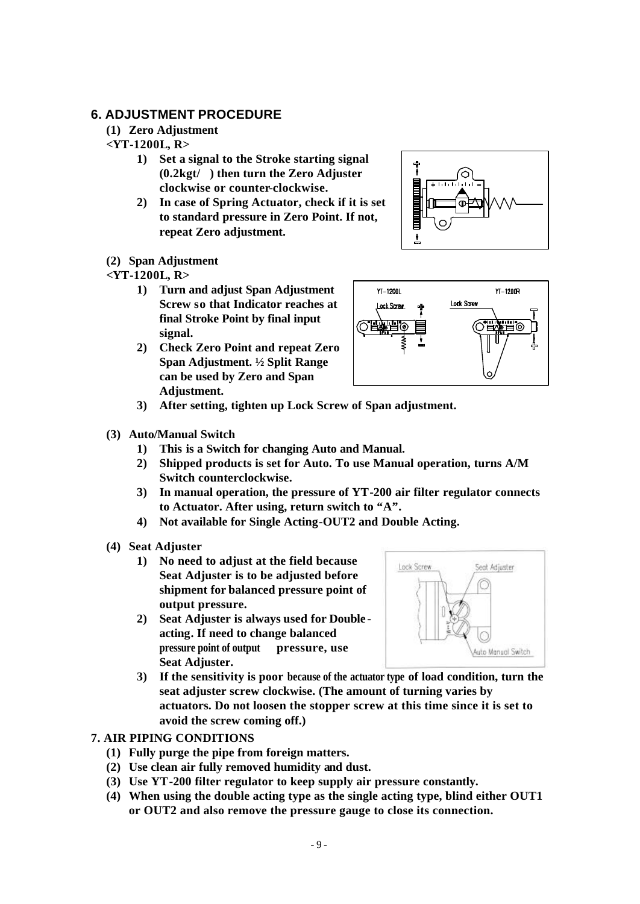## 6. ADJUSTMENT PROCEDURE

**(1) Zero Adjustment**

**<YT-1200L, R>**

1) **Set a signal to the Stroke starting signal (0.2kgt/ ) then turn the Zero Adjuster clockwise or counter-clockwise.**
2) **In case of Spring Actuator, check if it is set to standard pressure in Zero Point. If not, repeat Zero adjustment.**

**(2) Span Adjustment**

**<YT-1200L, R>**

1) **Turn and adjust Span Adjustment Screw so that Indicator reaches at final Stroke Point by final input signal.**
2) **Check Zero Point and repeat Zero Span Adjustment. ½ Split Range can be used by Zero and Span Adjustment.**
3) **After setting, tighten up Lock Screw of Span adjustment.**

**(3) Auto/Manual Switch**

1) **This is a Switch for changing Auto and Manual.**
2) **Shipped products is set for Auto. To use Manual operation, turns A/M Switch counterclockwise.**
3) **In manual operation, the pressure of YT-200 air filter regulator connects to Actuator. After using, return switch to "A".**
4) **Not available for Single Acting-OUT2 and Double Acting.**

**(4) Seat Adjuster**

1) **No need to adjust at the field because Seat Adjuster is to be adjusted before shipment for balanced pressure point of output pressure.**
2) **Seat Adjuster is always used for Double-acting. If need to change balanced pressure point of output pressure, use Seat Adjuster.**
3) **If the sensitivity is poor because of the actuator type of load condition, turn the seat adjuster screw clockwise. (The amount of turning varies by actuators. Do not loosen the stopper screw at this time since it is set to avoid the screw coming off.)**

## 7. AIR PIPING CONDITIONS

**(1) Fully purge the pipe from foreign matters.**

**(2) Use clean air fully removed humidity and dust.**

**(3) Use YT-200 filter regulator to keep supply air pressure constantly.**

**(4) When using the double acting type as the single acting type, blind either OUT1 or OUT2 and also remove the pressure gauge to close its connection.**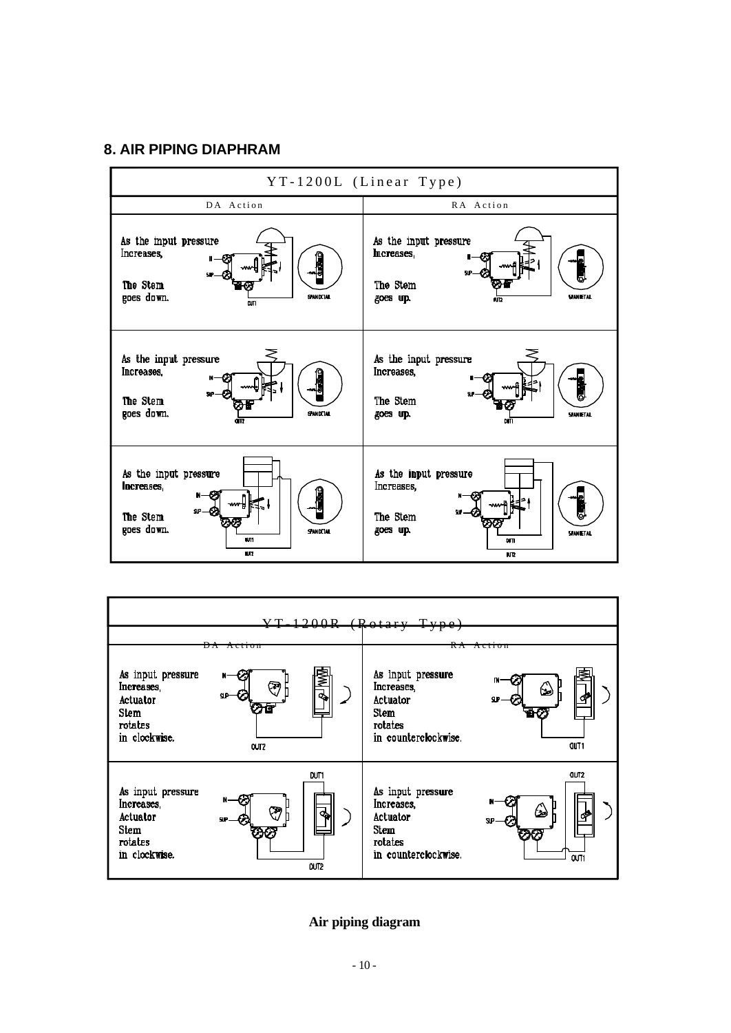## 8. AIR PIPING DIAPHRAM

| YT-1200L (Linear Type) | |
|---|---|
| DA Action | RA Action |
| As the input pressure Increases, The Stem goes down. | As the input pressure Increases, The Stem goes up. |
| As the input pressure Increases, The Stem goes down. | As the input pressure Increases, The Stem goes up. |
| As the input pressure Increases, The Stem goes down. | As the input pressure Increases, The Stem goes up. |

| YT-1200R (Rotary Type) | |
|---|---|
| DA Action | RA Action |
| As input pressure Increases, Actuator Stem rotates in clockwise. | As input pressure Increases, Actuator Stem rotates in counterclockwise. |
| As input pressure Increases, Actuator Stem rotates in clockwise. | As input pressure Increases, Actuator Stem rotates in counterclockwise. |

**Air piping diagram**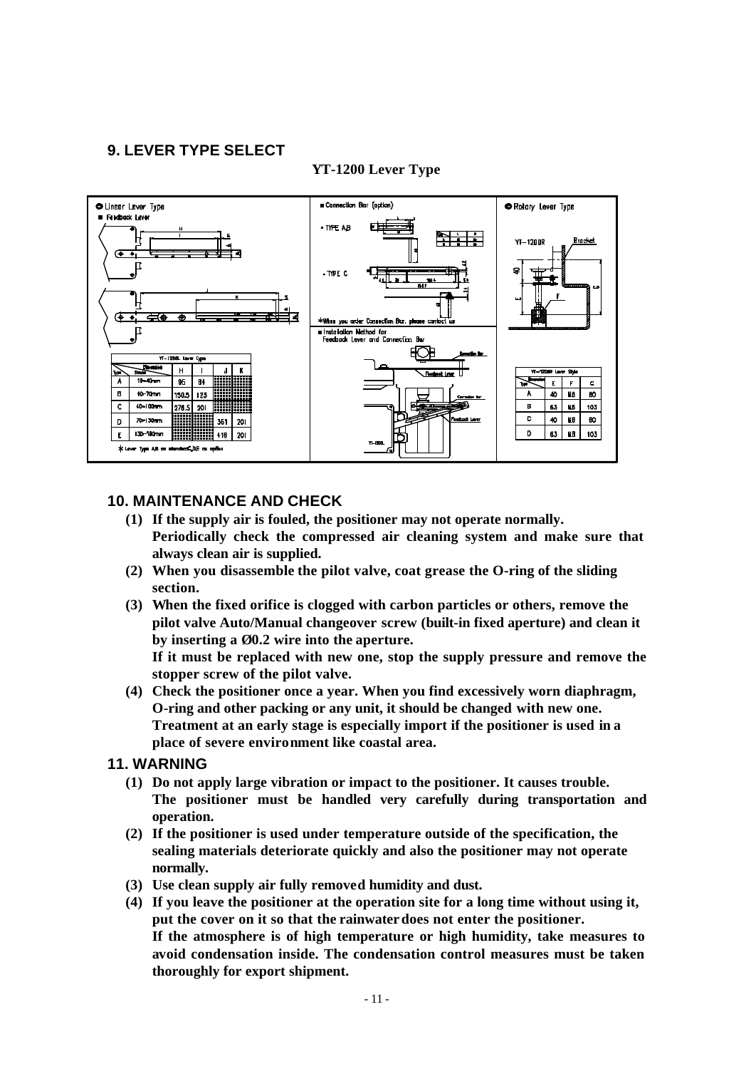## 9. LEVER TYPE SELECT

**YT-1200 Lever Type**

◎ Linear Lever Type

■ Feedback Lever

| Type | Stroke | H | I | J | K |
|---|---|---|---|---|---|
| A | 10~40mm | 95 | 84 | | |
| B | 40~70mm | 150.5 | 123 | | |
| C | 40~100mm | 278.5 | 201 | | |
| D | 70~130mm | | | 361 | 201 |
| E | 130~180mm | | | 418 | 201 |

※ Lever Type A,B as standard,C,D,E as option

■ Connection Bar (option)

- TYPE A,B
- TYPE C

※When you order Connection Bar, please contact us

■ Installation Method for Feedback Lever and Connection Bar

◎ Rotary Lever Type

YT-1200R Bracket

| Type | E | F | G |
|---|---|---|---|
| A | 40 | M6 | 80 |
| B | 63 | M6 | 103 |
| C | 40 | M8 | 80 |
| D | 63 | M8 | 103 |

## 10. MAINTENANCE AND CHECK

**(1) If the supply air is fouled, the positioner may not operate normally. Periodically check the compressed air cleaning system and make sure that always clean air is supplied.**

**(2) When you disassemble the pilot valve, coat grease the O-ring of the sliding section.**

**(3) When the fixed orifice is clogged with carbon particles or others, remove the pilot valve Auto/Manual changeover screw (built-in fixed aperture) and clean it by inserting a Ø0.2 wire into the aperture. If it must be replaced with new one, stop the supply pressure and remove the stopper screw of the pilot valve.**

**(4) Check the positioner once a year. When you find excessively worn diaphragm, O-ring and other packing or any unit, it should be changed with new one. Treatment at an early stage is especially import if the positioner is used in a place of severe environment like coastal area.**

## 11. WARNING

**(1) Do not apply large vibration or impact to the positioner. It causes trouble. The positioner must be handled very carefully during transportation and operation.**

**(2) If the positioner is used under temperature outside of the specification, the sealing materials deteriorate quickly and also the positioner may not operate normally.**

**(3) Use clean supply air fully removed humidity and dust.**

**(4) If you leave the positioner at the operation site for a long time without using it, put the cover on it so that the rainwater does not enter the positioner. If the atmosphere is of high temperature or high humidity, take measures to avoid condensation inside. The condensation control measures must be taken thoroughly for export shipment.**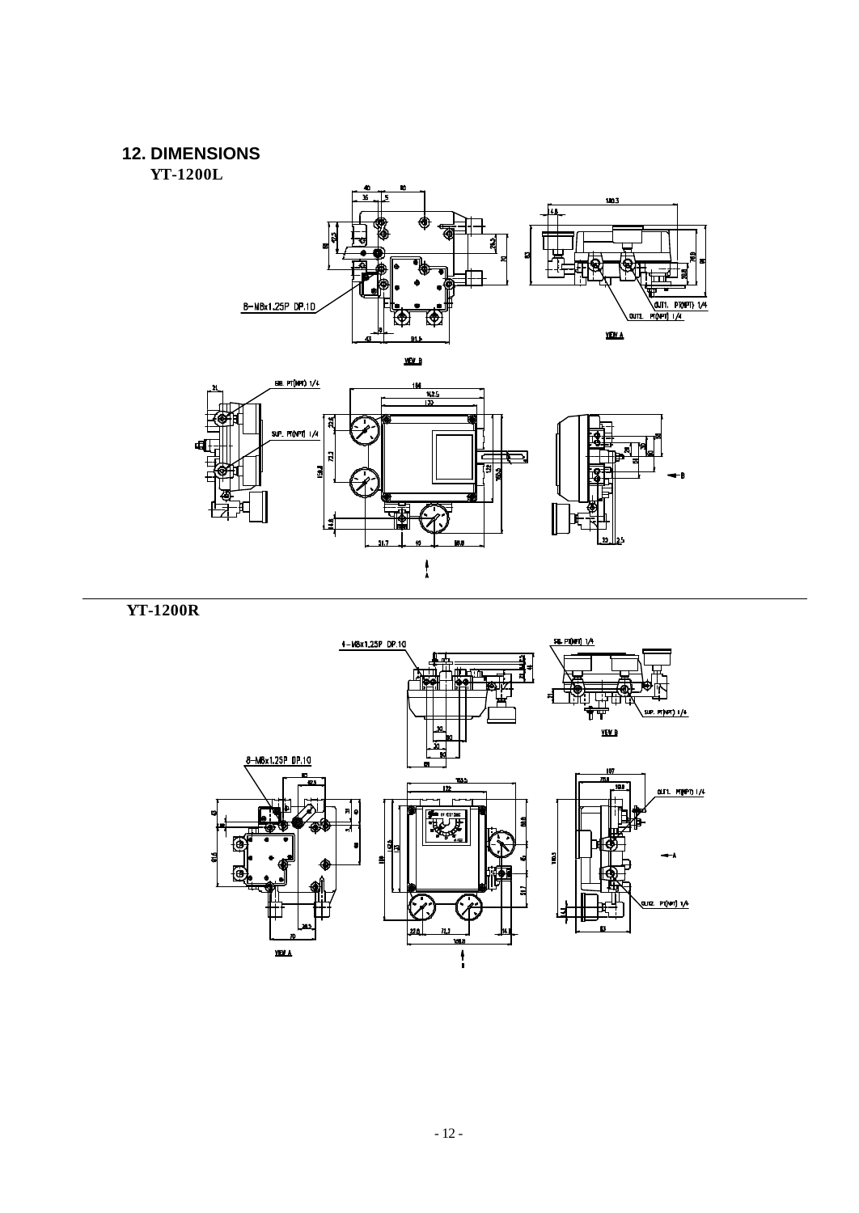## 12. DIMENSIONS

### YT-1200L

40
35
5
80
180.3
14.8
42.5
58
26.5
70
83
78.9
91
39.8
8-M8x1.25P DP.10
OUT1. PT(NPT) 1/4
OUT2. PT(NPT) 1/4
VIEW A
43
8
91.5
VIEW B
SIG. PT(NPT) 1/4
186
142.5
133
21
SUP. PT(NPT) 1/4
22.5
73.3
136.8
122
165.5
38
28
51
60
B
14.5
31.7
40
88.8
A
23
2.5

### YT-1200R

4-M8x1.25P DP.10
SIG. PT(NPT) 1/4
31
SUP. PT(NPT) 1/4
VIEW B
30
80
30
80
89
8-M8x1.25P DP.10
197
163.5
172
OUT1. PT(NPT) 1/4
91.5
42.5
35
5
40
136
142.5
133
180.5
A
OUT2. PT(NPT) 1/4
70
26.5
22.6
73.3
14.5
VIEW A
B
83